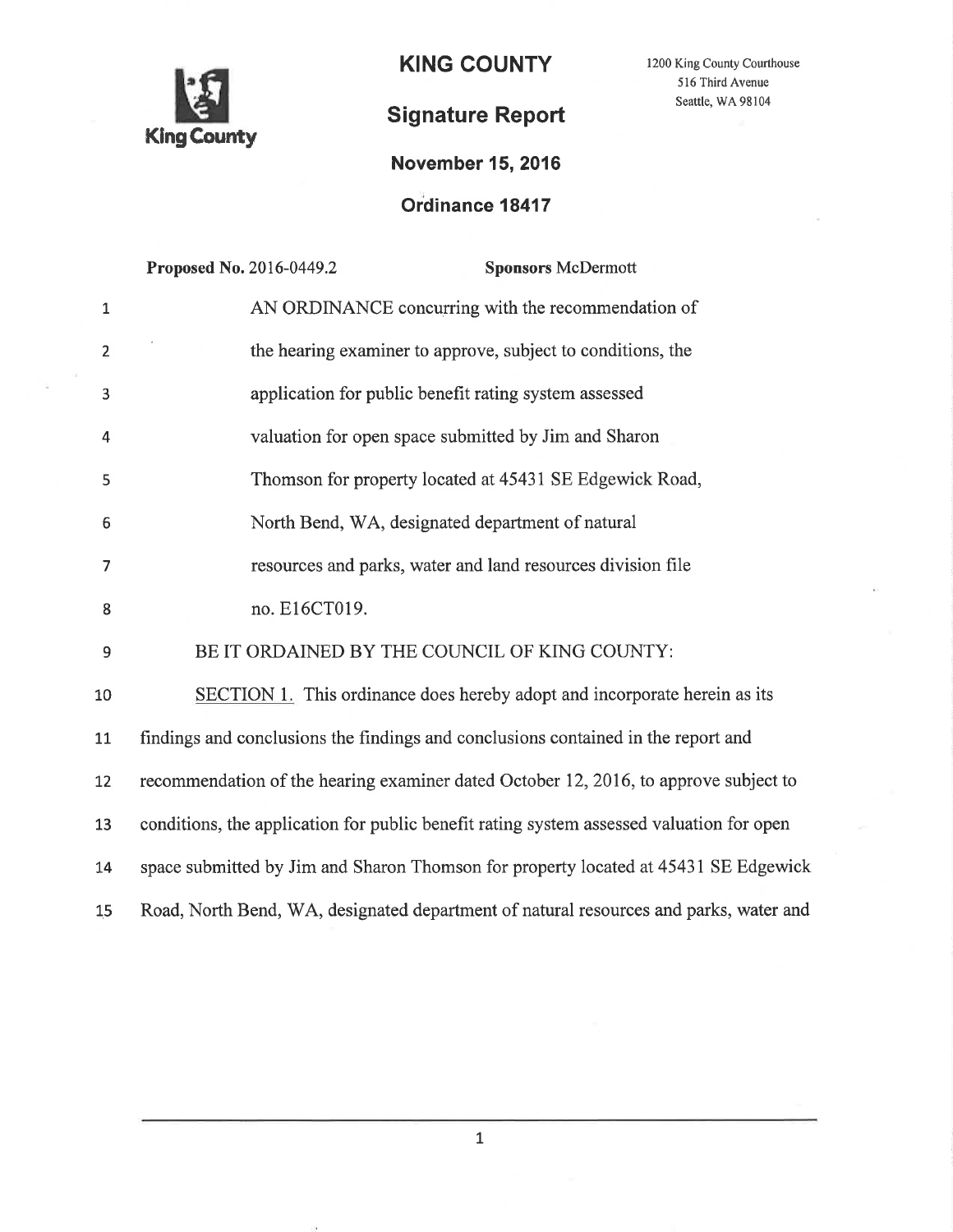# KING COUNTY

1200 King County Courthouse
516 Third Avenue
Seattle, WA 98104

## Signature Report

**November 15, 2016**

**Ordinance 18417**

**Proposed No.** 2016-0449.2 **Sponsors** McDermott

AN ORDINANCE concurring with the recommendation of the hearing examiner to approve, subject to conditions, the application for public benefit rating system assessed valuation for open space submitted by Jim and Sharon Thomson for property located at 45431 SE Edgewick Road, North Bend, WA, designated department of natural resources and parks, water and land resources division file no. E16CT019.

BE IT ORDAINED BY THE COUNCIL OF KING COUNTY:

SECTION 1. This ordinance does hereby adopt and incorporate herein as its findings and conclusions the findings and conclusions contained in the report and recommendation of the hearing examiner dated October 12, 2016, to approve subject to conditions, the application for public benefit rating system assessed valuation for open space submitted by Jim and Sharon Thomson for property located at 45431 SE Edgewick Road, North Bend, WA, designated department of natural resources and parks, water and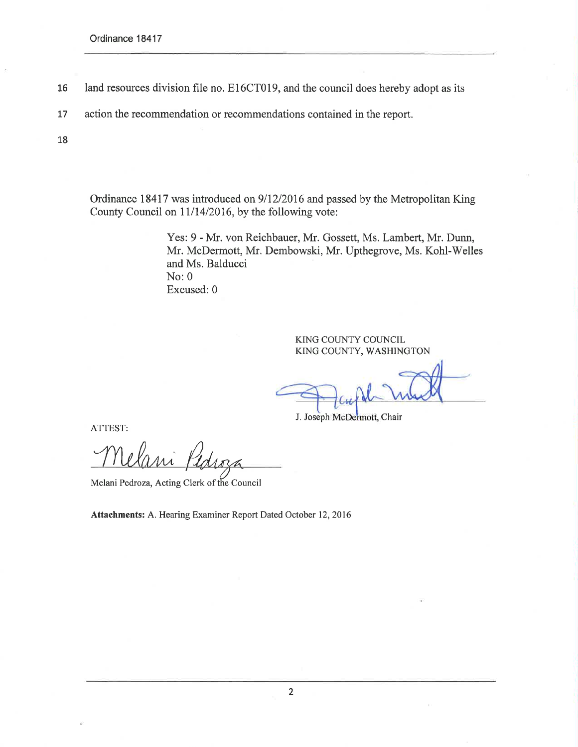16 land resources division file no. E16CT019, and the council does hereby adopt as its

17 action the recommendation or recommendations contained in the report.

18

Ordinance 18417 was introduced on 9/12/2016 and passed by the Metropolitan King County Council on 11/14/2016, by the following vote:

Yes: 9 - Mr. von Reichbauer, Mr. Gossett, Ms. Lambert, Mr. Dunn, Mr. McDermott, Mr. Dembowski, Mr. Upthegrove, Ms. Kohl-Welles and Ms. Balducci
No: 0
Excused: 0

KING COUNTY COUNCIL
KING COUNTY, WASHINGTON

J. Joseph McDermott, Chair

ATTEST:

Melani Pedroza, Acting Clerk of the Council

**Attachments:** A. Hearing Examiner Report Dated October 12, 2016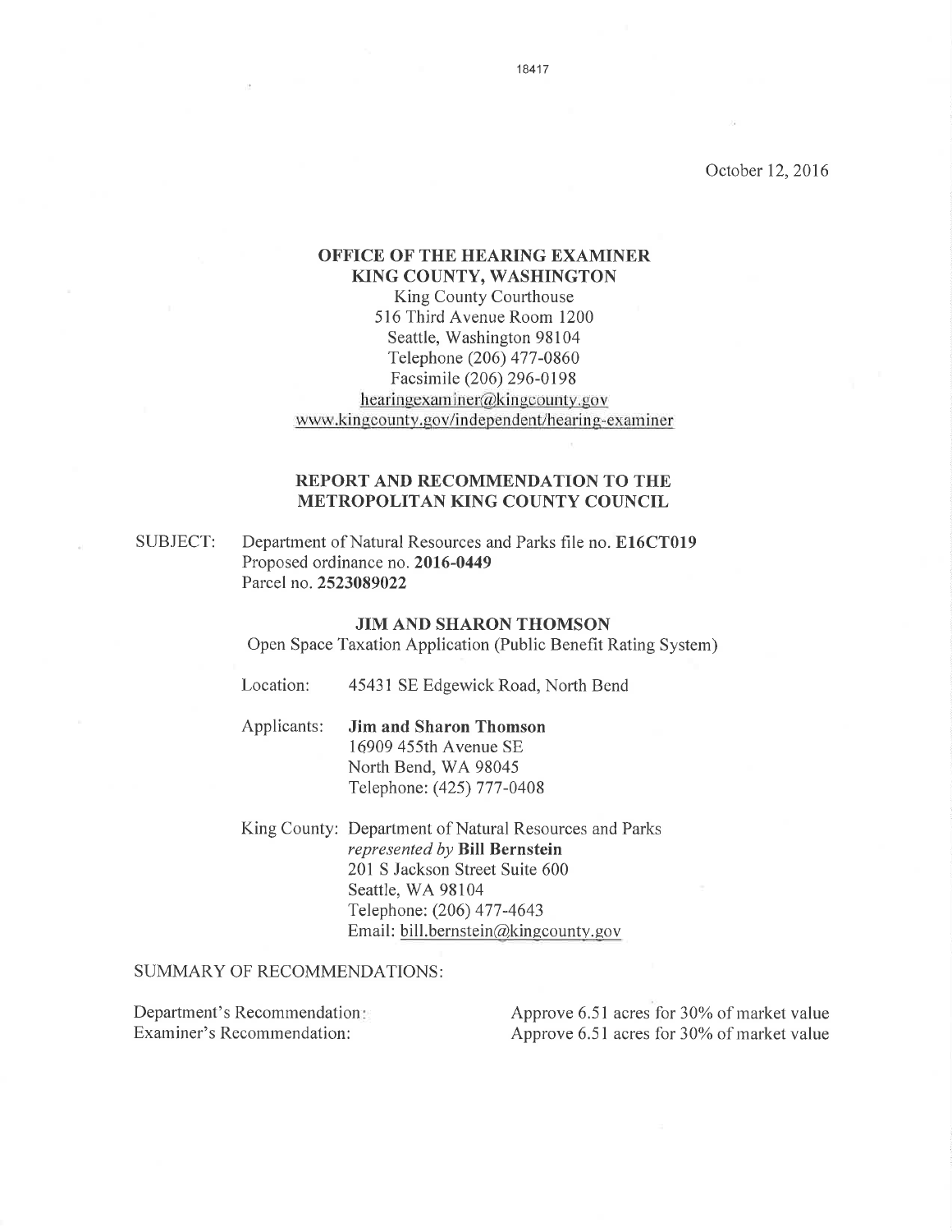October 12, 2016

**OFFICE OF THE HEARING EXAMINER**
**KING COUNTY, WASHINGTON**
King County Courthouse
516 Third Avenue Room 1200
Seattle, Washington 98104
Telephone (206) 477-0860
Facsimile (206) 296-0198
hearingexaminer@kingcounty.gov
www.kingcounty.gov/independent/hearing-examiner

## REPORT AND RECOMMENDATION TO THE METROPOLITAN KING COUNTY COUNCIL

SUBJECT: Department of Natural Resources and Parks file no. **E16CT019**
Proposed ordinance no. **2016-0449**
Parcel no. **2523089022**

**JIM AND SHARON THOMSON**
Open Space Taxation Application (Public Benefit Rating System)

Location: 45431 SE Edgewick Road, North Bend

Applicants: **Jim and Sharon Thomson**
16909 455th Avenue SE
North Bend, WA 98045
Telephone: (425) 777-0408

King County: Department of Natural Resources and Parks
*represented by* **Bill Bernstein**
201 S Jackson Street Suite 600
Seattle, WA 98104
Telephone: (206) 477-4643
Email: bill.bernstein@kingcounty.gov

SUMMARY OF RECOMMENDATIONS:

| | |
|---|---|
| Department's Recommendation: | Approve 6.51 acres for 30% of market value |
| Examiner's Recommendation: | Approve 6.51 acres for 30% of market value |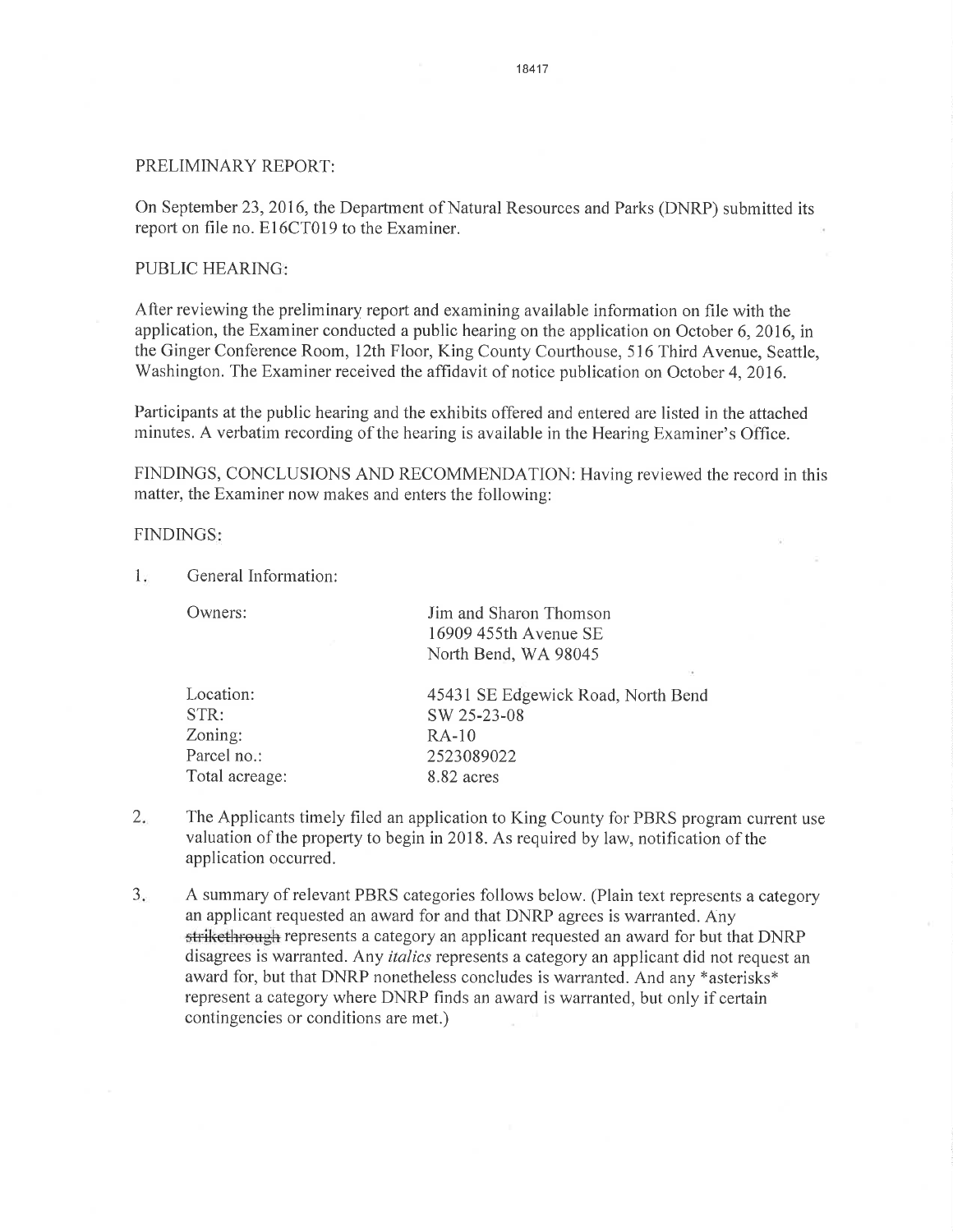PRELIMINARY REPORT:

On September 23, 2016, the Department of Natural Resources and Parks (DNRP) submitted its report on file no. E16CT019 to the Examiner.

PUBLIC HEARING:

After reviewing the preliminary report and examining available information on file with the application, the Examiner conducted a public hearing on the application on October 6, 2016, in the Ginger Conference Room, 12th Floor, King County Courthouse, 516 Third Avenue, Seattle, Washington. The Examiner received the affidavit of notice publication on October 4, 2016.

Participants at the public hearing and the exhibits offered and entered are listed in the attached minutes. A verbatim recording of the hearing is available in the Hearing Examiner's Office.

FINDINGS, CONCLUSIONS AND RECOMMENDATION: Having reviewed the record in this matter, the Examiner now makes and enters the following:

FINDINGS:

1. General Information:

| | |
|---|---|
| Owners: | Jim and Sharon Thomson<br>16909 455th Avenue SE<br>North Bend, WA 98045 |
| Location: | 45431 SE Edgewick Road, North Bend |
| STR: | SW 25-23-08 |
| Zoning: | RA-10 |
| Parcel no.: | 2523089022 |
| Total acreage: | 8.82 acres |

2. The Applicants timely filed an application to King County for PBRS program current use valuation of the property to begin in 2018. As required by law, notification of the application occurred.

3. A summary of relevant PBRS categories follows below. (Plain text represents a category an applicant requested an award for and that DNRP agrees is warranted. Any ~~strikethrough~~ represents a category an applicant requested an award for but that DNRP disagrees is warranted. Any *italics* represents a category an applicant did not request an award for, but that DNRP nonetheless concludes is warranted. And any \*asterisks\* represent a category where DNRP finds an award is warranted, but only if certain contingencies or conditions are met.)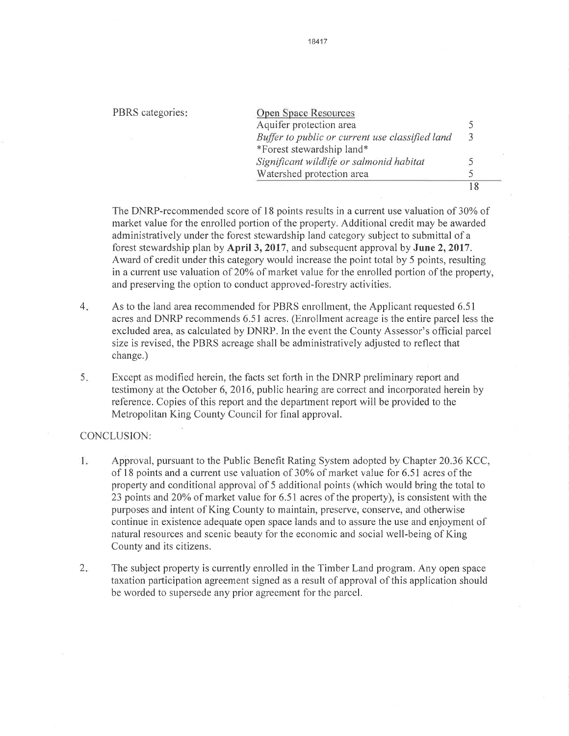PBRS categories:

| Open Space Resources | |
|---|---|
| Aquifer protection area | 5 |
| *Buffer to public or current use classified land* | 3 |
| *Forest stewardship land* | |
| *Significant wildlife or salmonid habitat* | 5 |
| Watershed protection area | 5 |
| | 18 |

The DNRP-recommended score of 18 points results in a current use valuation of 30% of market value for the enrolled portion of the property. Additional credit may be awarded administratively under the forest stewardship land category subject to submittal of a forest stewardship plan by **April 3, 2017**, and subsequent approval by **June 2, 2017**. Award of credit under this category would increase the point total by 5 points, resulting in a current use valuation of 20% of market value for the enrolled portion of the property, and preserving the option to conduct approved-forestry activities.

4. As to the land area recommended for PBRS enrollment, the Applicant requested 6.51 acres and DNRP recommends 6.51 acres. (Enrollment acreage is the entire parcel less the excluded area, as calculated by DNRP. In the event the County Assessor's official parcel size is revised, the PBRS acreage shall be administratively adjusted to reflect that change.)

5. Except as modified herein, the facts set forth in the DNRP preliminary report and testimony at the October 6, 2016, public hearing are correct and incorporated herein by reference. Copies of this report and the department report will be provided to the Metropolitan King County Council for final approval.

CONCLUSION:

1. Approval, pursuant to the Public Benefit Rating System adopted by Chapter 20.36 KCC, of 18 points and a current use valuation of 30% of market value for 6.51 acres of the property and conditional approval of 5 additional points (which would bring the total to 23 points and 20% of market value for 6.51 acres of the property), is consistent with the purposes and intent of King County to maintain, preserve, conserve, and otherwise continue in existence adequate open space lands and to assure the use and enjoyment of natural resources and scenic beauty for the economic and social well-being of King County and its citizens.

2. The subject property is currently enrolled in the Timber Land program. Any open space taxation participation agreement signed as a result of approval of this application should be worded to supersede any prior agreement for the parcel.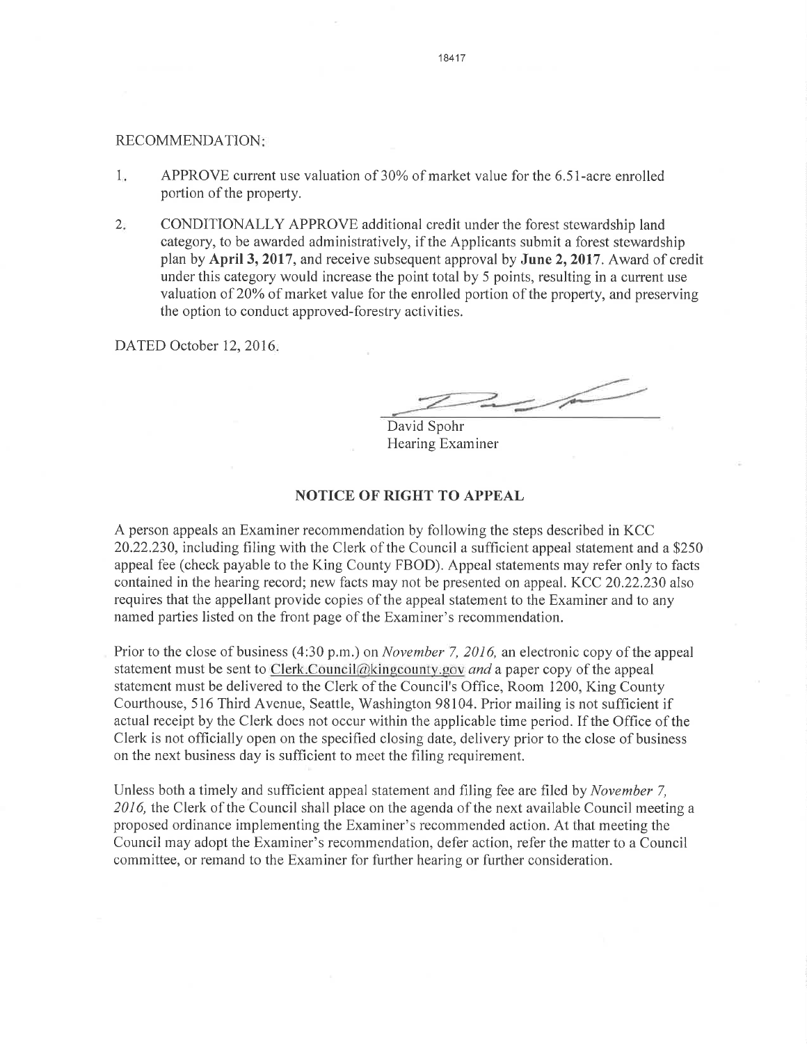RECOMMENDATION:

1. APPROVE current use valuation of 30% of market value for the 6.51-acre enrolled portion of the property.

2. CONDITIONALLY APPROVE additional credit under the forest stewardship land category, to be awarded administratively, if the Applicants submit a forest stewardship plan by **April 3, 2017**, and receive subsequent approval by **June 2, 2017**. Award of credit under this category would increase the point total by 5 points, resulting in a current use valuation of 20% of market value for the enrolled portion of the property, and preserving the option to conduct approved-forestry activities.

DATED October 12, 2016.

David Spohr
Hearing Examiner

## NOTICE OF RIGHT TO APPEAL

A person appeals an Examiner recommendation by following the steps described in KCC 20.22.230, including filing with the Clerk of the Council a sufficient appeal statement and a $250 appeal fee (check payable to the King County FBOD). Appeal statements may refer only to facts contained in the hearing record; new facts may not be presented on appeal. KCC 20.22.230 also requires that the appellant provide copies of the appeal statement to the Examiner and to any named parties listed on the front page of the Examiner's recommendation.

Prior to the close of business (4:30 p.m.) on *November 7, 2016,* an electronic copy of the appeal statement must be sent to Clerk.Council@kingcounty.gov *and* a paper copy of the appeal statement must be delivered to the Clerk of the Council's Office, Room 1200, King County Courthouse, 516 Third Avenue, Seattle, Washington 98104. Prior mailing is not sufficient if actual receipt by the Clerk does not occur within the applicable time period. If the Office of the Clerk is not officially open on the specified closing date, delivery prior to the close of business on the next business day is sufficient to meet the filing requirement.

Unless both a timely and sufficient appeal statement and filing fee are filed by *November 7, 2016,* the Clerk of the Council shall place on the agenda of the next available Council meeting a proposed ordinance implementing the Examiner's recommended action. At that meeting the Council may adopt the Examiner's recommendation, defer action, refer the matter to a Council committee, or remand to the Examiner for further hearing or further consideration.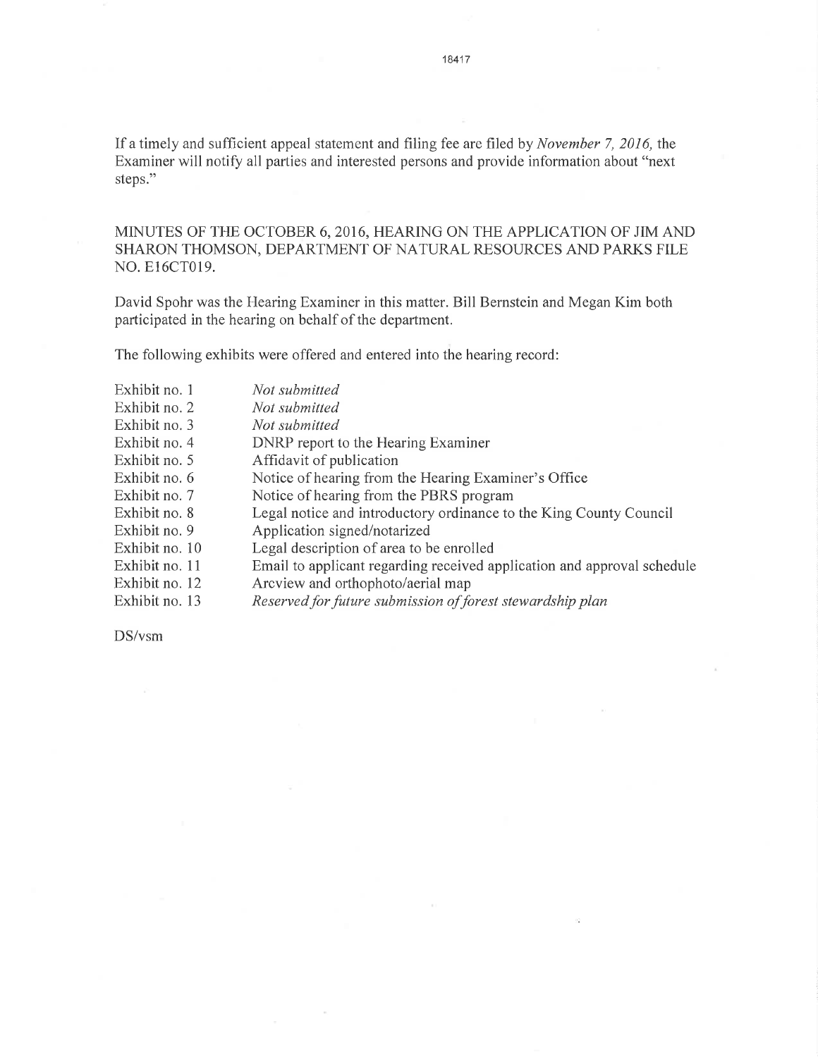If a timely and sufficient appeal statement and filing fee are filed by *November 7, 2016,* the Examiner will notify all parties and interested persons and provide information about "next steps."

MINUTES OF THE OCTOBER 6, 2016, HEARING ON THE APPLICATION OF JIM AND SHARON THOMSON, DEPARTMENT OF NATURAL RESOURCES AND PARKS FILE NO. E16CT019.

David Spohr was the Hearing Examiner in this matter. Bill Bernstein and Megan Kim both participated in the hearing on behalf of the department.

The following exhibits were offered and entered into the hearing record:

| | |
|---|---|
| Exhibit no. 1 | *Not submitted* |
| Exhibit no. 2 | *Not submitted* |
| Exhibit no. 3 | *Not submitted* |
| Exhibit no. 4 | DNRP report to the Hearing Examiner |
| Exhibit no. 5 | Affidavit of publication |
| Exhibit no. 6 | Notice of hearing from the Hearing Examiner's Office |
| Exhibit no. 7 | Notice of hearing from the PBRS program |
| Exhibit no. 8 | Legal notice and introductory ordinance to the King County Council |
| Exhibit no. 9 | Application signed/notarized |
| Exhibit no. 10 | Legal description of area to be enrolled |
| Exhibit no. 11 | Email to applicant regarding received application and approval schedule |
| Exhibit no. 12 | Arcview and orthophoto/aerial map |
| Exhibit no. 13 | *Reserved for future submission of forest stewardship plan* |

DS/vsm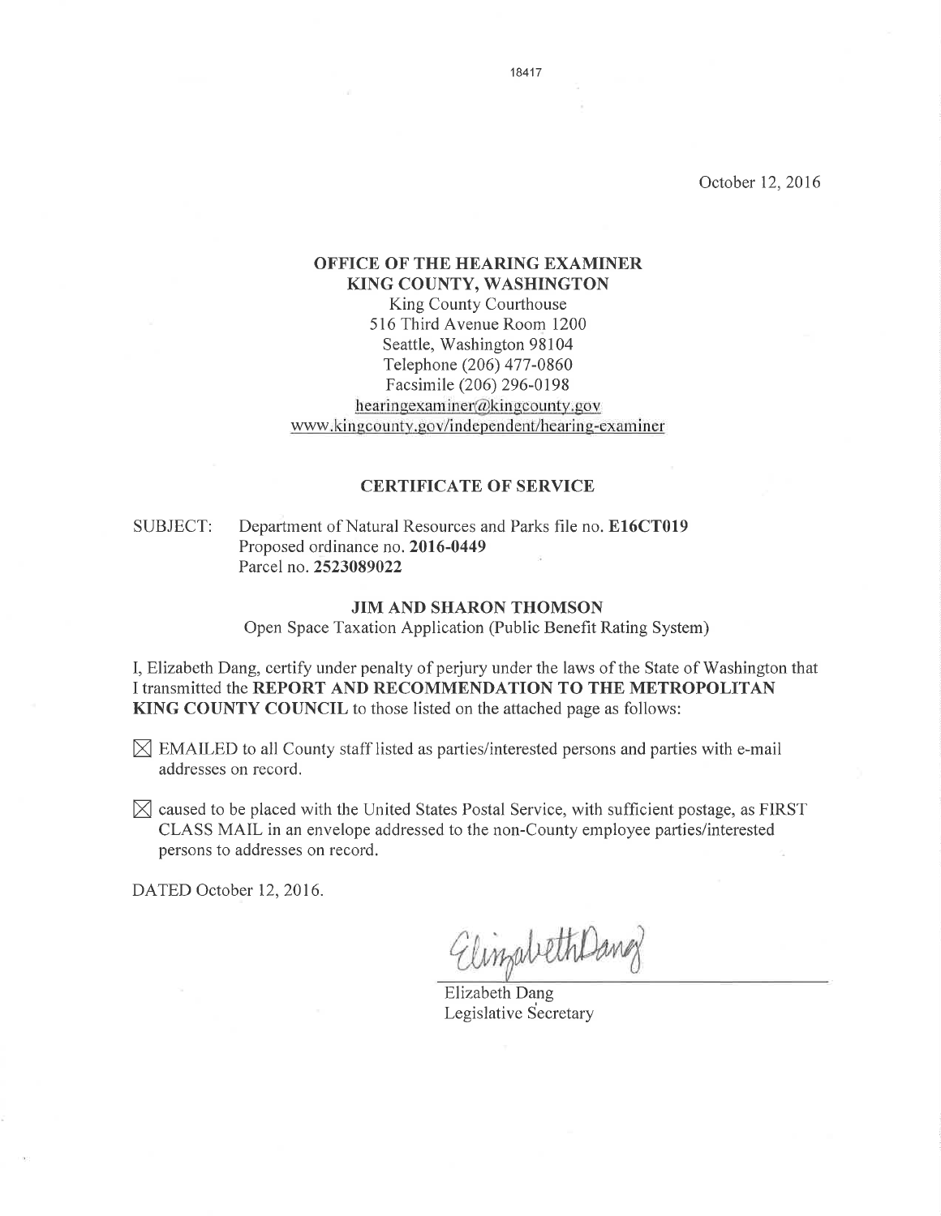October 12, 2016

**OFFICE OF THE HEARING EXAMINER**
**KING COUNTY, WASHINGTON**
King County Courthouse
516 Third Avenue Room 1200
Seattle, Washington 98104
Telephone (206) 477-0860
Facsimile (206) 296-0198
hearingexaminer@kingcounty.gov
www.kingcounty.gov/independent/hearing-examiner

## CERTIFICATE OF SERVICE

SUBJECT: Department of Natural Resources and Parks file no. **E16CT019**
Proposed ordinance no. **2016-0449**
Parcel no. **2523089022**

**JIM AND SHARON THOMSON**
Open Space Taxation Application (Public Benefit Rating System)

I, Elizabeth Dang, certify under penalty of perjury under the laws of the State of Washington that I transmitted the **REPORT AND RECOMMENDATION TO THE METROPOLITAN KING COUNTY COUNCIL** to those listed on the attached page as follows:

☒ EMAILED to all County staff listed as parties/interested persons and parties with e-mail addresses on record.

☒ caused to be placed with the United States Postal Service, with sufficient postage, as FIRST CLASS MAIL in an envelope addressed to the non-County employee parties/interested persons to addresses on record.

DATED October 12, 2016.

Elizabeth Dang
Legislative Secretary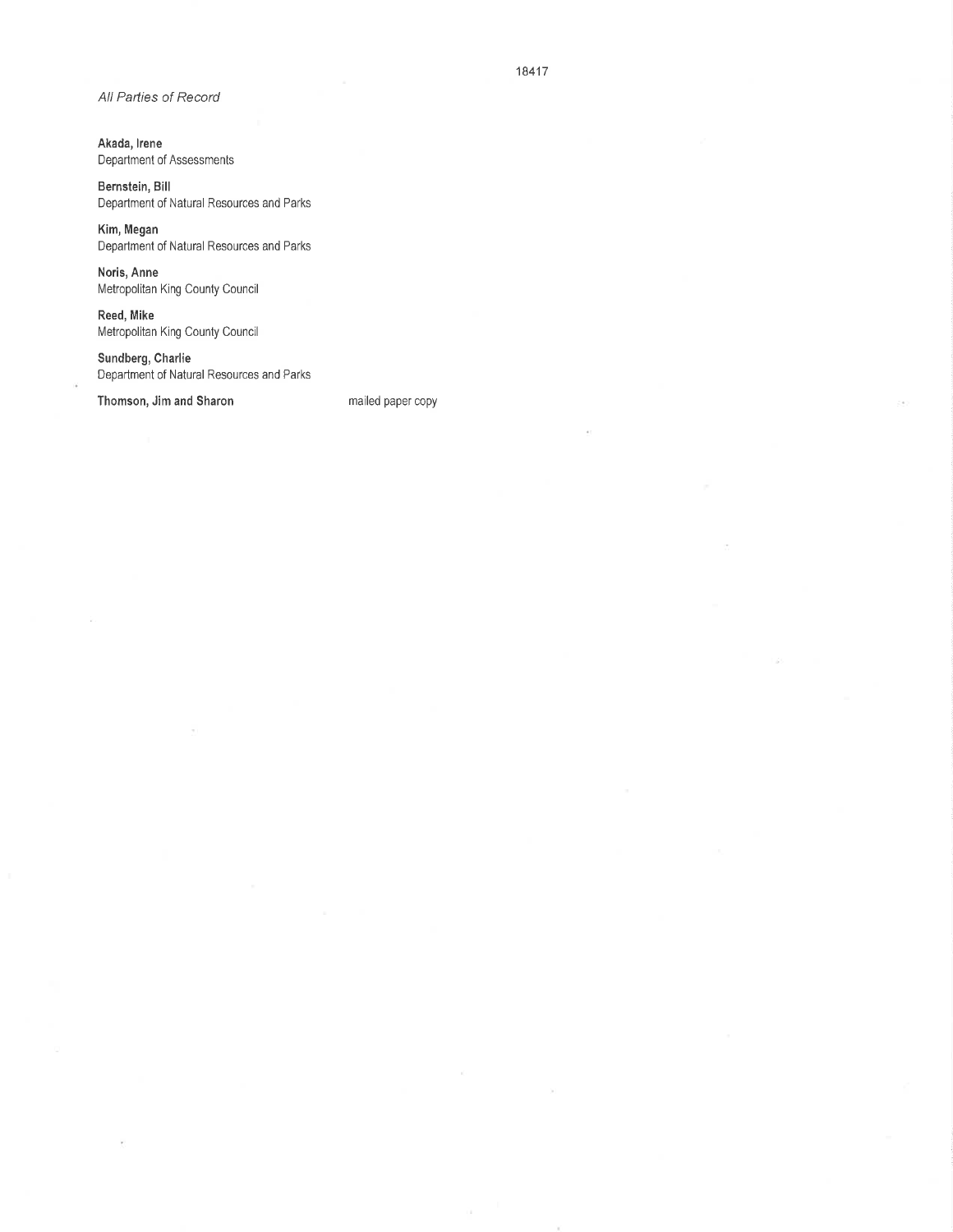*All Parties of Record*

**Akada, Irene**
Department of Assessments

**Bernstein, Bill**
Department of Natural Resources and Parks

**Kim, Megan**
Department of Natural Resources and Parks

**Noris, Anne**
Metropolitan King County Council

**Reed, Mike**
Metropolitan King County Council

**Sundberg, Charlie**
Department of Natural Resources and Parks

**Thomson, Jim and Sharon** mailed paper copy